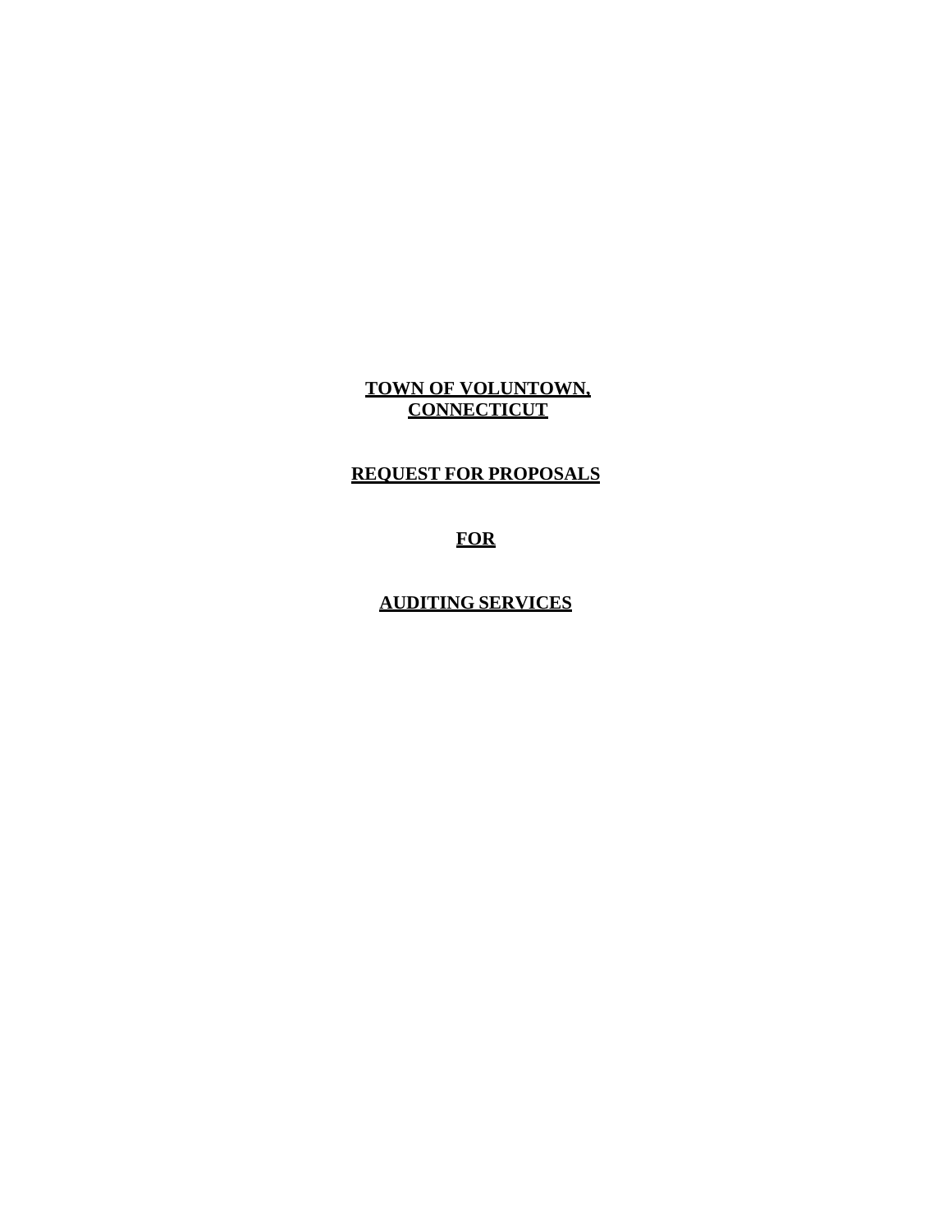# TOWN OF VOLUNTOWN, CONNECTICUT

# REQUEST FOR PROPOSALS

# FOR

# AUDITING SERVICES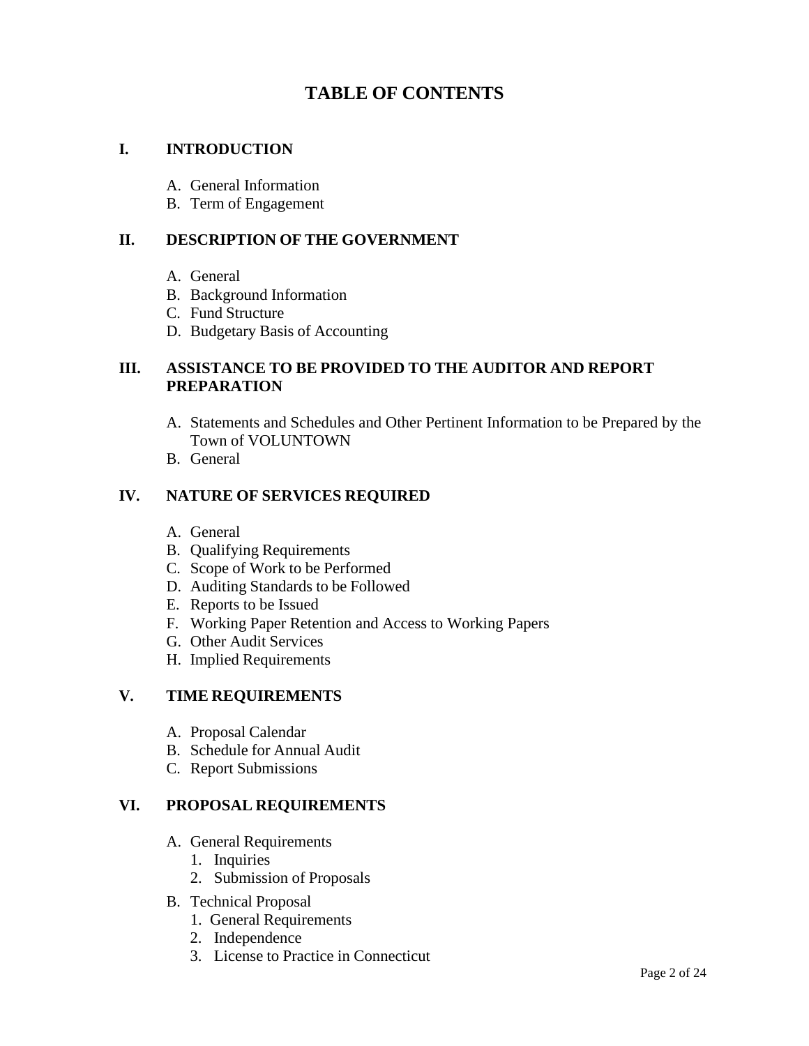# TABLE OF CONTENTS

**I. INTRODUCTION**

A. General Information
B. Term of Engagement

**II. DESCRIPTION OF THE GOVERNMENT**

A. General
B. Background Information
C. Fund Structure
D. Budgetary Basis of Accounting

**III. ASSISTANCE TO BE PROVIDED TO THE AUDITOR AND REPORT PREPARATION**

A. Statements and Schedules and Other Pertinent Information to be Prepared by the Town of VOLUNTOWN
B. General

**IV. NATURE OF SERVICES REQUIRED**

A. General
B. Qualifying Requirements
C. Scope of Work to be Performed
D. Auditing Standards to be Followed
E. Reports to be Issued
F. Working Paper Retention and Access to Working Papers
G. Other Audit Services
H. Implied Requirements

**V. TIME REQUIREMENTS**

A. Proposal Calendar
B. Schedule for Annual Audit
C. Report Submissions

**VI. PROPOSAL REQUIREMENTS**

A. General Requirements
   1. Inquiries
   2. Submission of Proposals

B. Technical Proposal
   1. General Requirements
   2. Independence
   3. License to Practice in Connecticut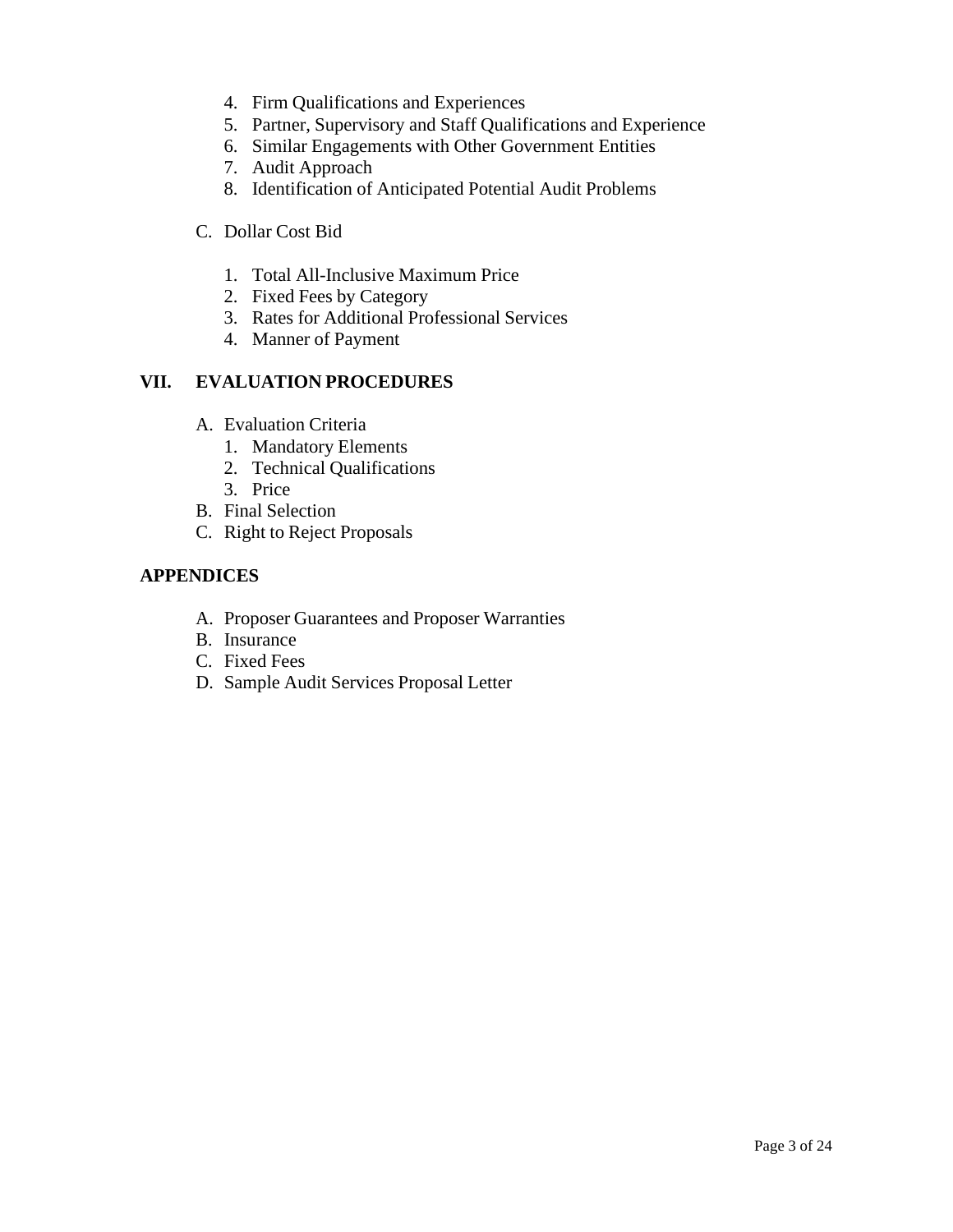4. Firm Qualifications and Experiences
5. Partner, Supervisory and Staff Qualifications and Experience
6. Similar Engagements with Other Government Entities
7. Audit Approach
8. Identification of Anticipated Potential Audit Problems

C. Dollar Cost Bid

1. Total All-Inclusive Maximum Price
2. Fixed Fees by Category
3. Rates for Additional Professional Services
4. Manner of Payment

**VII. EVALUATION PROCEDURES**

A. Evaluation Criteria
   1. Mandatory Elements
   2. Technical Qualifications
   3. Price

B. Final Selection

C. Right to Reject Proposals

**APPENDICES**

A. Proposer Guarantees and Proposer Warranties

B. Insurance

C. Fixed Fees

D. Sample Audit Services Proposal Letter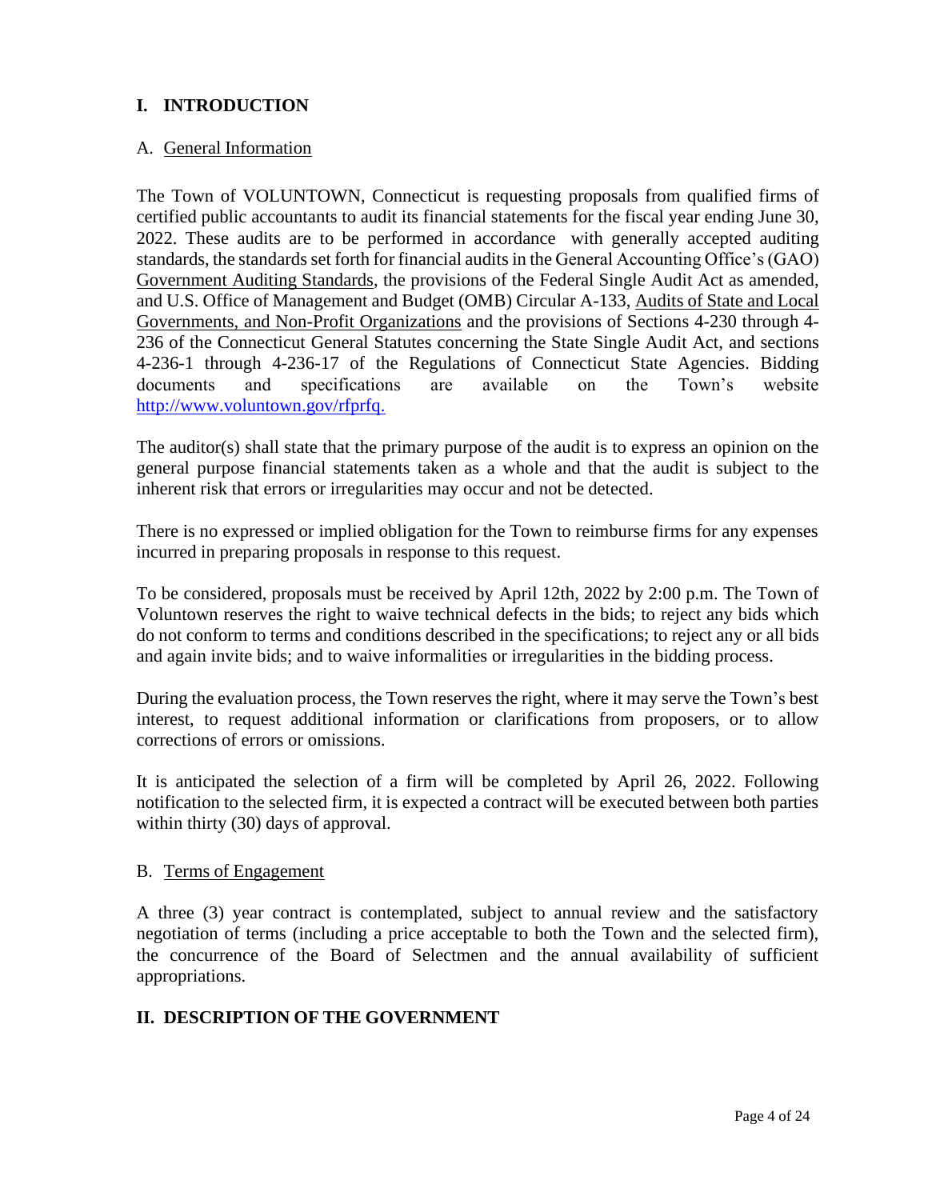# I. INTRODUCTION

## A. General Information

The Town of VOLUNTOWN, Connecticut is requesting proposals from qualified firms of certified public accountants to audit its financial statements for the fiscal year ending June 30, 2022. These audits are to be performed in accordance with generally accepted auditing standards, the standards set forth for financial audits in the General Accounting Office's (GAO) Government Auditing Standards, the provisions of the Federal Single Audit Act as amended, and U.S. Office of Management and Budget (OMB) Circular A-133, Audits of State and Local Governments, and Non-Profit Organizations and the provisions of Sections 4-230 through 4-236 of the Connecticut General Statutes concerning the State Single Audit Act, and sections 4-236-1 through 4-236-17 of the Regulations of Connecticut State Agencies. Bidding documents and specifications are available on the Town's website http://www.voluntown.gov/rfprfq.

The auditor(s) shall state that the primary purpose of the audit is to express an opinion on the general purpose financial statements taken as a whole and that the audit is subject to the inherent risk that errors or irregularities may occur and not be detected.

There is no expressed or implied obligation for the Town to reimburse firms for any expenses incurred in preparing proposals in response to this request.

To be considered, proposals must be received by April 12th, 2022 by 2:00 p.m. The Town of Voluntown reserves the right to waive technical defects in the bids; to reject any bids which do not conform to terms and conditions described in the specifications; to reject any or all bids and again invite bids; and to waive informalities or irregularities in the bidding process.

During the evaluation process, the Town reserves the right, where it may serve the Town's best interest, to request additional information or clarifications from proposers, or to allow corrections of errors or omissions.

It is anticipated the selection of a firm will be completed by April 26, 2022. Following notification to the selected firm, it is expected a contract will be executed between both parties within thirty (30) days of approval.

## B. Terms of Engagement

A three (3) year contract is contemplated, subject to annual review and the satisfactory negotiation of terms (including a price acceptable to both the Town and the selected firm), the concurrence of the Board of Selectmen and the annual availability of sufficient appropriations.

# II. DESCRIPTION OF THE GOVERNMENT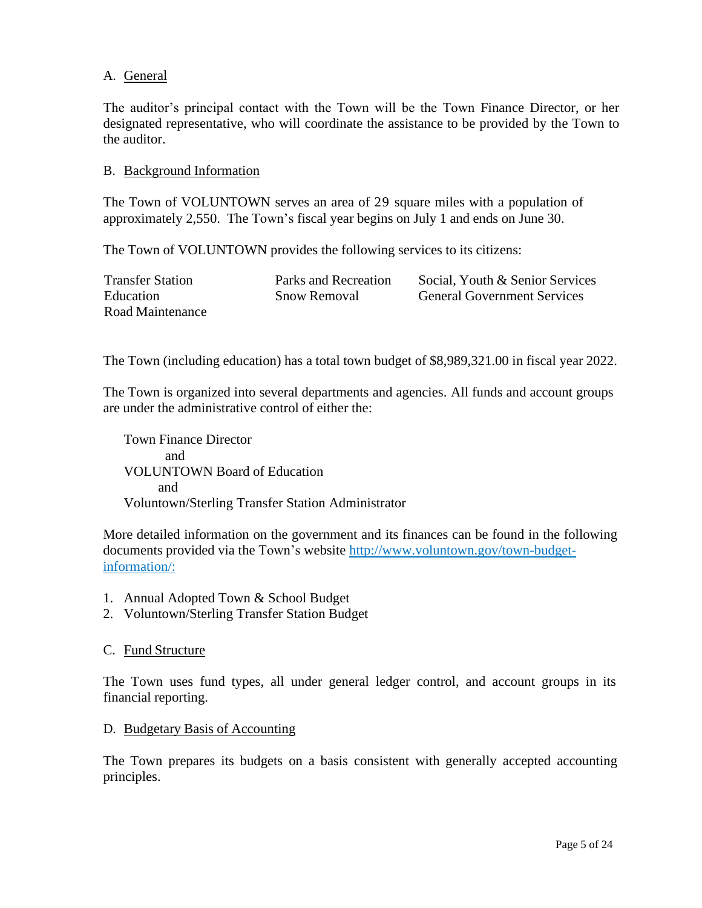A. General

The auditor's principal contact with the Town will be the Town Finance Director, or her designated representative, who will coordinate the assistance to be provided by the Town to the auditor.

B. Background Information

The Town of VOLUNTOWN serves an area of 29 square miles with a population of approximately 2,550. The Town's fiscal year begins on July 1 and ends on June 30.

The Town of VOLUNTOWN provides the following services to its citizens:

| | | |
|---|---|---|
| Transfer Station | Parks and Recreation | Social, Youth & Senior Services |
| Education | Snow Removal | General Government Services |
| Road Maintenance | | |

The Town (including education) has a total town budget of $8,989,321.00 in fiscal year 2022.

The Town is organized into several departments and agencies. All funds and account groups are under the administrative control of either the:

Town Finance Director
and
VOLUNTOWN Board of Education
and
Voluntown/Sterling Transfer Station Administrator

More detailed information on the government and its finances can be found in the following documents provided via the Town's website [http://www.voluntown.gov/town-budget-information/:](http://www.voluntown.gov/town-budget-information/)

1. Annual Adopted Town & School Budget
2. Voluntown/Sterling Transfer Station Budget

C. Fund Structure

The Town uses fund types, all under general ledger control, and account groups in its financial reporting.

D. Budgetary Basis of Accounting

The Town prepares its budgets on a basis consistent with generally accepted accounting principles.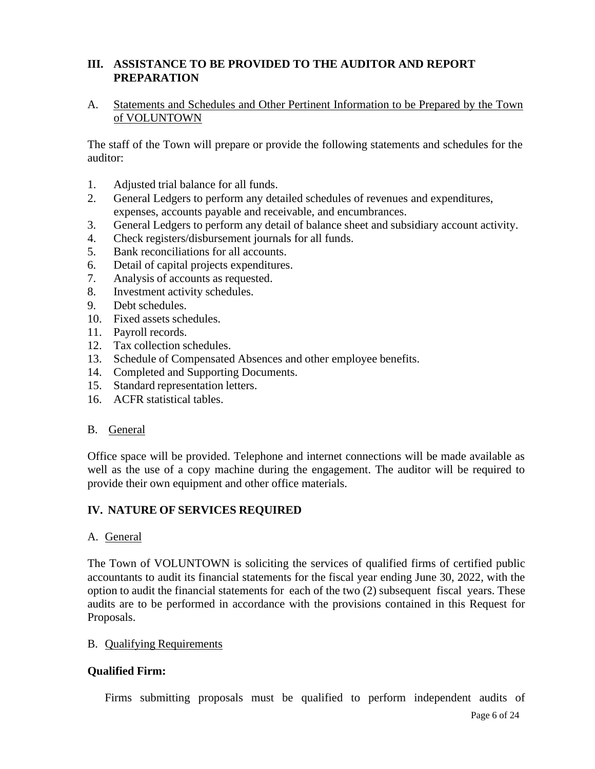## III. ASSISTANCE TO BE PROVIDED TO THE AUDITOR AND REPORT PREPARATION

### A. Statements and Schedules and Other Pertinent Information to be Prepared by the Town of VOLUNTOWN

The staff of the Town will prepare or provide the following statements and schedules for the auditor:

1. Adjusted trial balance for all funds.
2. General Ledgers to perform any detailed schedules of revenues and expenditures, expenses, accounts payable and receivable, and encumbrances.
3. General Ledgers to perform any detail of balance sheet and subsidiary account activity.
4. Check registers/disbursement journals for all funds.
5. Bank reconciliations for all accounts.
6. Detail of capital projects expenditures.
7. Analysis of accounts as requested.
8. Investment activity schedules.
9. Debt schedules.
10. Fixed assets schedules.
11. Payroll records.
12. Tax collection schedules.
13. Schedule of Compensated Absences and other employee benefits.
14. Completed and Supporting Documents.
15. Standard representation letters.
16. ACFR statistical tables.

### B. General

Office space will be provided. Telephone and internet connections will be made available as well as the use of a copy machine during the engagement. The auditor will be required to provide their own equipment and other office materials.

## IV. NATURE OF SERVICES REQUIRED

### A. General

The Town of VOLUNTOWN is soliciting the services of qualified firms of certified public accountants to audit its financial statements for the fiscal year ending June 30, 2022, with the option to audit the financial statements for each of the two (2) subsequent fiscal years. These audits are to be performed in accordance with the provisions contained in this Request for Proposals.

### B. Qualifying Requirements

**Qualified Firm:**

Firms submitting proposals must be qualified to perform independent audits of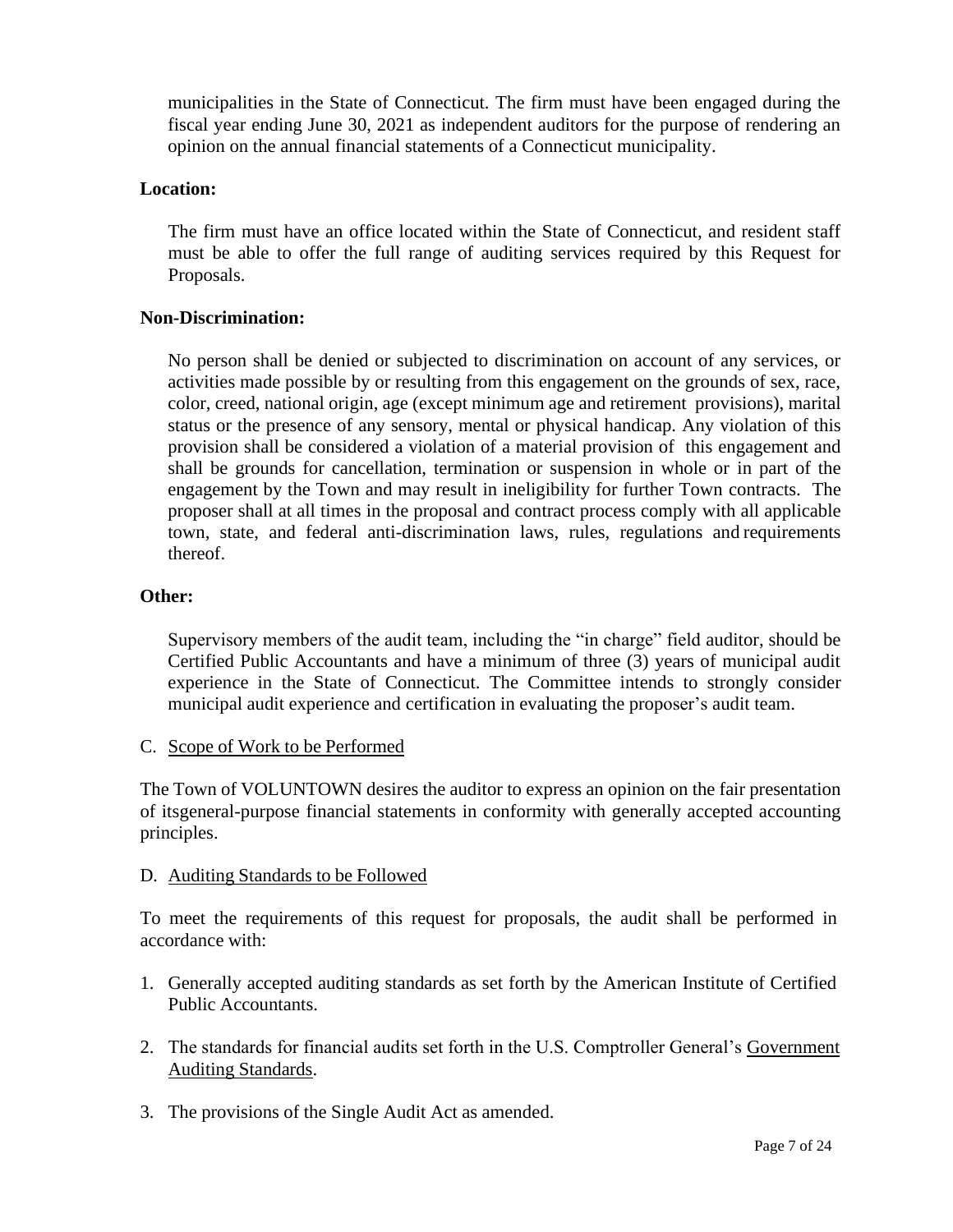municipalities in the State of Connecticut. The firm must have been engaged during the fiscal year ending June 30, 2021 as independent auditors for the purpose of rendering an opinion on the annual financial statements of a Connecticut municipality.

**Location:**

The firm must have an office located within the State of Connecticut, and resident staff must be able to offer the full range of auditing services required by this Request for Proposals.

**Non-Discrimination:**

No person shall be denied or subjected to discrimination on account of any services, or activities made possible by or resulting from this engagement on the grounds of sex, race, color, creed, national origin, age (except minimum age and retirement provisions), marital status or the presence of any sensory, mental or physical handicap. Any violation of this provision shall be considered a violation of a material provision of this engagement and shall be grounds for cancellation, termination or suspension in whole or in part of the engagement by the Town and may result in ineligibility for further Town contracts. The proposer shall at all times in the proposal and contract process comply with all applicable town, state, and federal anti-discrimination laws, rules, regulations and requirements thereof.

**Other:**

Supervisory members of the audit team, including the "in charge" field auditor, should be Certified Public Accountants and have a minimum of three (3) years of municipal audit experience in the State of Connecticut. The Committee intends to strongly consider municipal audit experience and certification in evaluating the proposer's audit team.

C. Scope of Work to be Performed

The Town of VOLUNTOWN desires the auditor to express an opinion on the fair presentation of itsgeneral-purpose financial statements in conformity with generally accepted accounting principles.

D. Auditing Standards to be Followed

To meet the requirements of this request for proposals, the audit shall be performed in accordance with:

1. Generally accepted auditing standards as set forth by the American Institute of Certified Public Accountants.
2. The standards for financial audits set forth in the U.S. Comptroller General's Government Auditing Standards.
3. The provisions of the Single Audit Act as amended.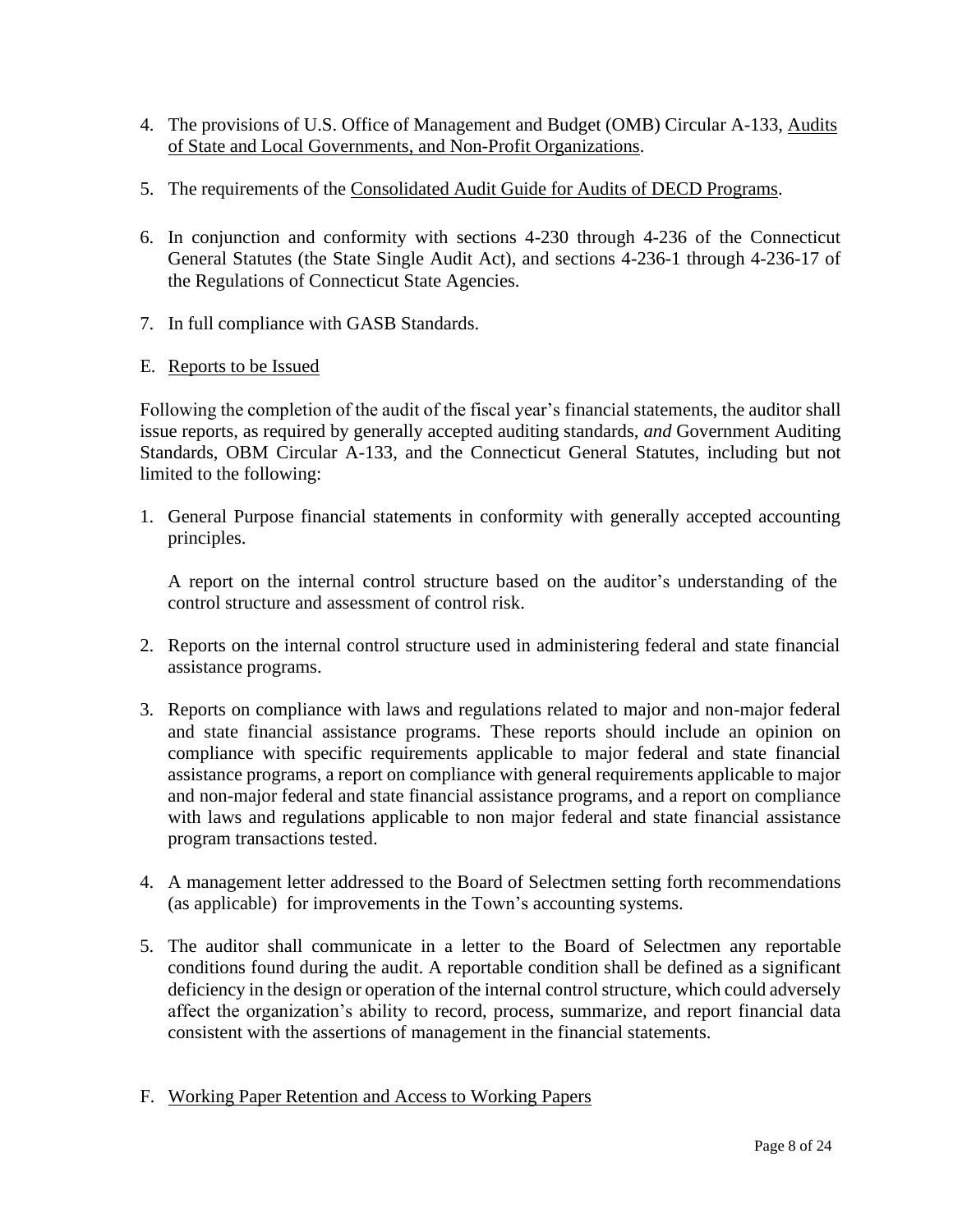4. The provisions of U.S. Office of Management and Budget (OMB) Circular A-133, Audits of State and Local Governments, and Non-Profit Organizations.

5. The requirements of the Consolidated Audit Guide for Audits of DECD Programs.

6. In conjunction and conformity with sections 4-230 through 4-236 of the Connecticut General Statutes (the State Single Audit Act), and sections 4-236-1 through 4-236-17 of the Regulations of Connecticut State Agencies.

7. In full compliance with GASB Standards.

E. Reports to be Issued

Following the completion of the audit of the fiscal year's financial statements, the auditor shall issue reports, as required by generally accepted auditing standards, *and* Government Auditing Standards, OBM Circular A-133, and the Connecticut General Statutes, including but not limited to the following:

1. General Purpose financial statements in conformity with generally accepted accounting principles.

   A report on the internal control structure based on the auditor's understanding of the control structure and assessment of control risk.

2. Reports on the internal control structure used in administering federal and state financial assistance programs.

3. Reports on compliance with laws and regulations related to major and non-major federal and state financial assistance programs. These reports should include an opinion on compliance with specific requirements applicable to major federal and state financial assistance programs, a report on compliance with general requirements applicable to major and non-major federal and state financial assistance programs, and a report on compliance with laws and regulations applicable to non major federal and state financial assistance program transactions tested.

4. A management letter addressed to the Board of Selectmen setting forth recommendations (as applicable) for improvements in the Town's accounting systems.

5. The auditor shall communicate in a letter to the Board of Selectmen any reportable conditions found during the audit. A reportable condition shall be defined as a significant deficiency in the design or operation of the internal control structure, which could adversely affect the organization's ability to record, process, summarize, and report financial data consistent with the assertions of management in the financial statements.

F. Working Paper Retention and Access to Working Papers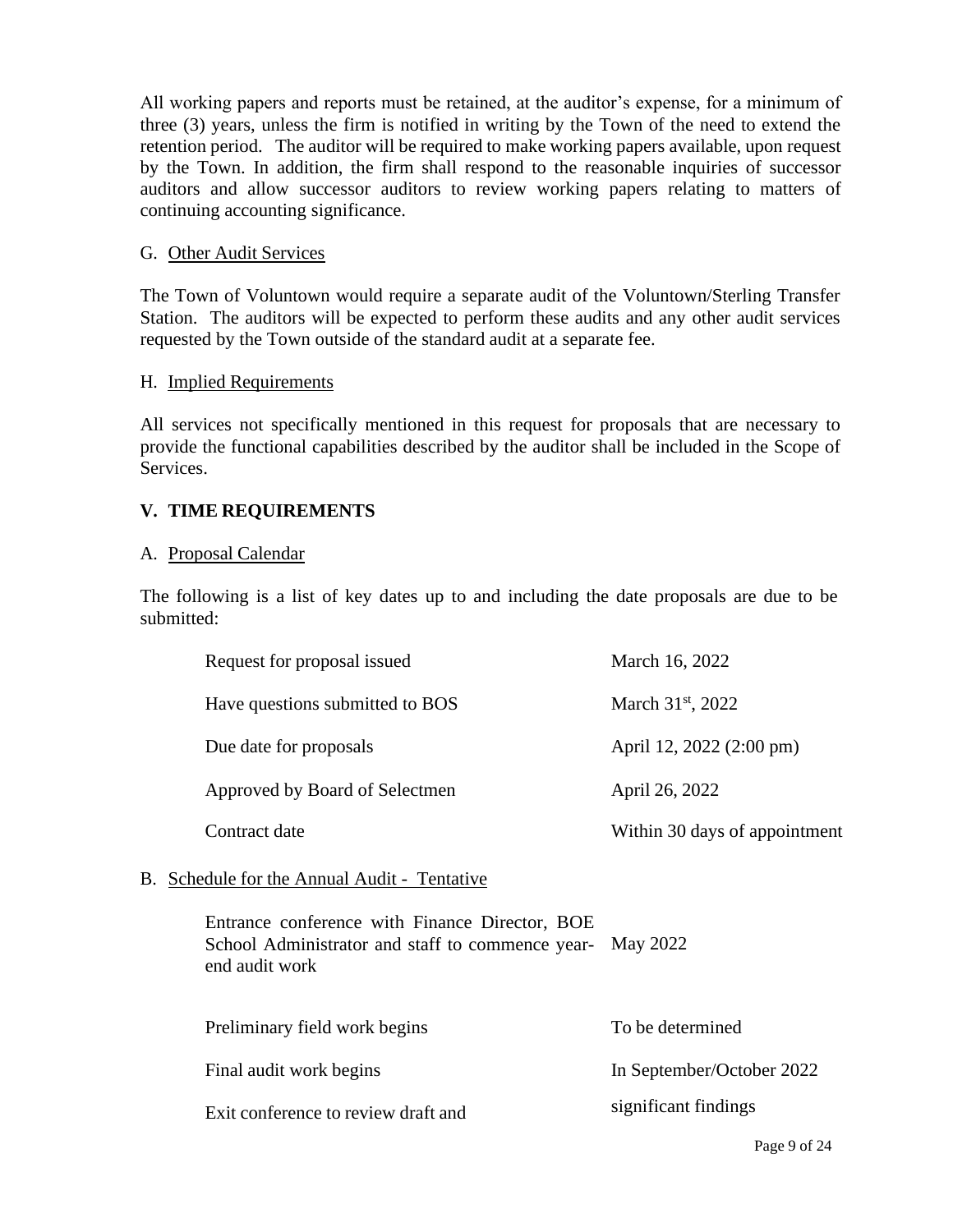All working papers and reports must be retained, at the auditor's expense, for a minimum of three (3) years, unless the firm is notified in writing by the Town of the need to extend the retention period. The auditor will be required to make working papers available, upon request by the Town. In addition, the firm shall respond to the reasonable inquiries of successor auditors and allow successor auditors to review working papers relating to matters of continuing accounting significance.

G. Other Audit Services

The Town of Voluntown would require a separate audit of the Voluntown/Sterling Transfer Station. The auditors will be expected to perform these audits and any other audit services requested by the Town outside of the standard audit at a separate fee.

H. Implied Requirements

All services not specifically mentioned in this request for proposals that are necessary to provide the functional capabilities described by the auditor shall be included in the Scope of Services.

## V. TIME REQUIREMENTS

A. Proposal Calendar

The following is a list of key dates up to and including the date proposals are due to be submitted:

| | |
|---|---|
| Request for proposal issued | March 16, 2022 |
| Have questions submitted to BOS | March 31st, 2022 |
| Due date for proposals | April 12, 2022 (2:00 pm) |
| Approved by Board of Selectmen | April 26, 2022 |
| Contract date | Within 30 days of appointment |

B. Schedule for the Annual Audit - Tentative

| | |
|---|---|
| Entrance conference with Finance Director, BOE School Administrator and staff to commence year-end audit work | May 2022 |
| Preliminary field work begins | To be determined |
| Final audit work begins | In September/October 2022 |
| Exit conference to review draft and significant findings | |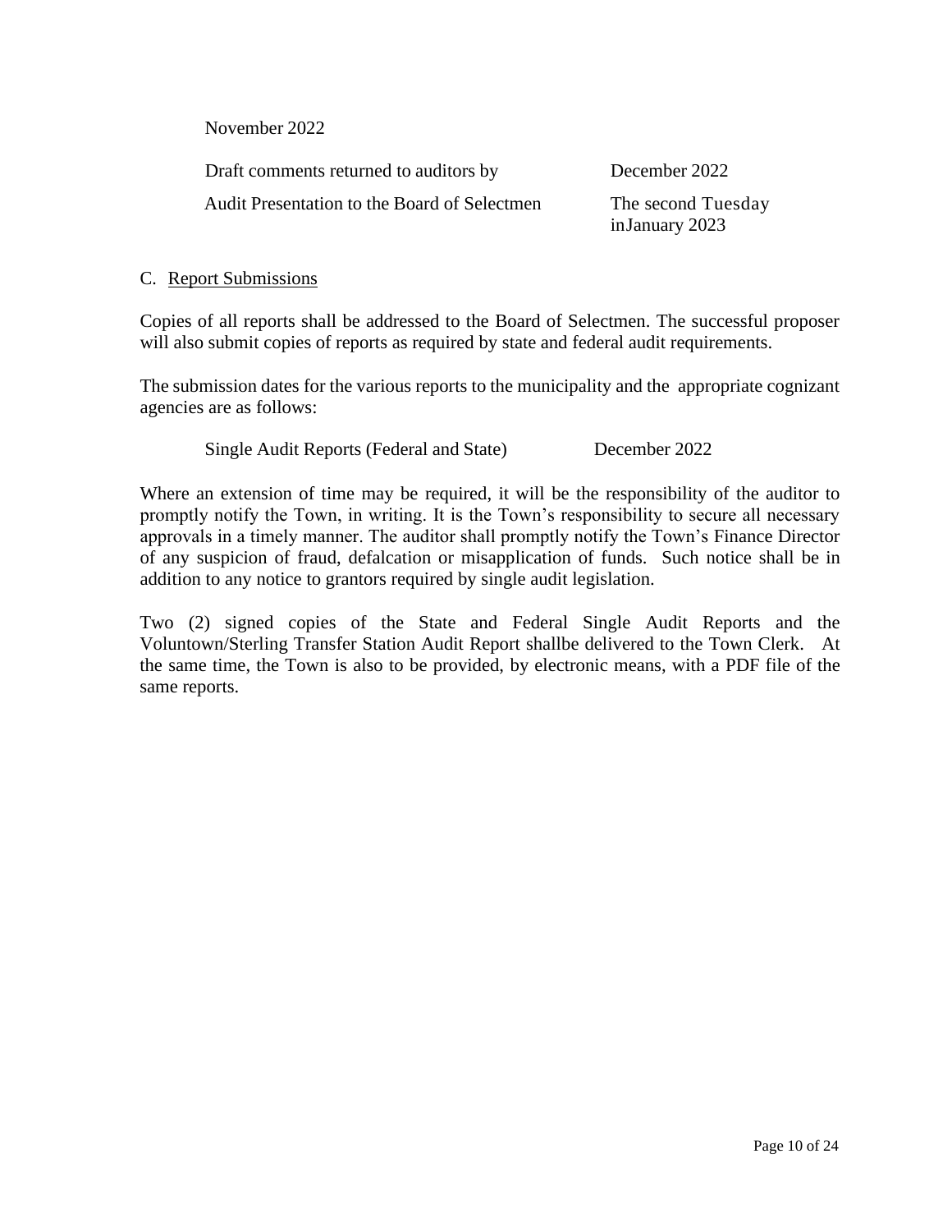November 2022

| | |
|---|---|
| Draft comments returned to auditors by | December 2022 |
| Audit Presentation to the Board of Selectmen | The second Tuesday inJanuary 2023 |

C. Report Submissions

Copies of all reports shall be addressed to the Board of Selectmen. The successful proposer will also submit copies of reports as required by state and federal audit requirements.

The submission dates for the various reports to the municipality and the appropriate cognizant agencies are as follows:

| | |
|---|---|
| Single Audit Reports (Federal and State) | December 2022 |

Where an extension of time may be required, it will be the responsibility of the auditor to promptly notify the Town, in writing. It is the Town's responsibility to secure all necessary approvals in a timely manner. The auditor shall promptly notify the Town's Finance Director of any suspicion of fraud, defalcation or misapplication of funds. Such notice shall be in addition to any notice to grantors required by single audit legislation.

Two (2) signed copies of the State and Federal Single Audit Reports and the Voluntown/Sterling Transfer Station Audit Report shallbe delivered to the Town Clerk. At the same time, the Town is also to be provided, by electronic means, with a PDF file of the same reports.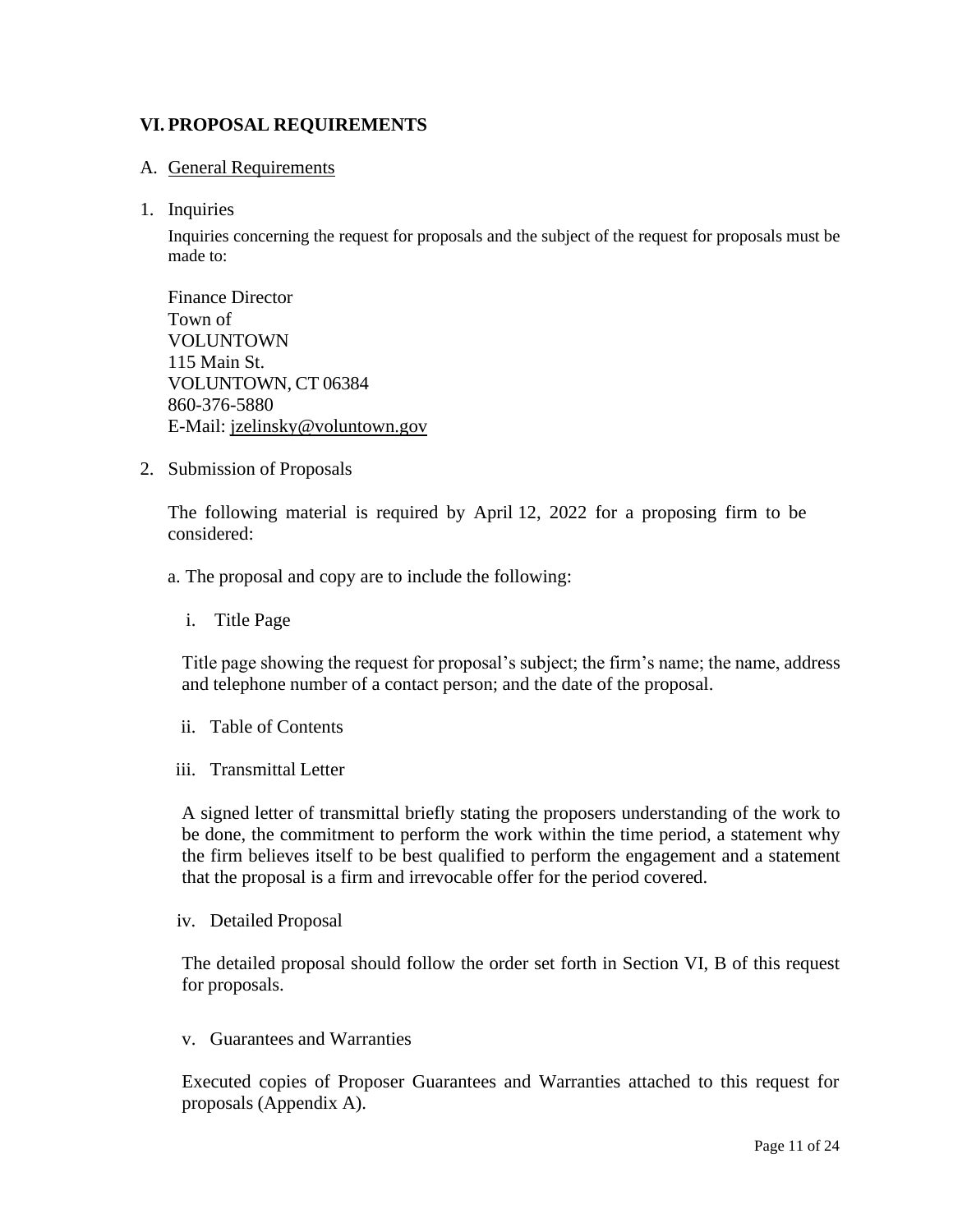## VI. PROPOSAL REQUIREMENTS

### A. General Requirements

1. Inquiries

   Inquiries concerning the request for proposals and the subject of the request for proposals must be made to:

   Finance Director
   Town of
   VOLUNTOWN
   115 Main St.
   VOLUNTOWN, CT 06384
   860-376-5880
   E-Mail: jzelinsky@voluntown.gov

2. Submission of Proposals

   The following material is required by April 12, 2022 for a proposing firm to be considered:

   a. The proposal and copy are to include the following:

   i. Title Page

   Title page showing the request for proposal's subject; the firm's name; the name, address and telephone number of a contact person; and the date of the proposal.

   ii. Table of Contents

   iii. Transmittal Letter

   A signed letter of transmittal briefly stating the proposers understanding of the work to be done, the commitment to perform the work within the time period, a statement why the firm believes itself to be best qualified to perform the engagement and a statement that the proposal is a firm and irrevocable offer for the period covered.

   iv. Detailed Proposal

   The detailed proposal should follow the order set forth in Section VI, B of this request for proposals.

   v. Guarantees and Warranties

   Executed copies of Proposer Guarantees and Warranties attached to this request for proposals (Appendix A).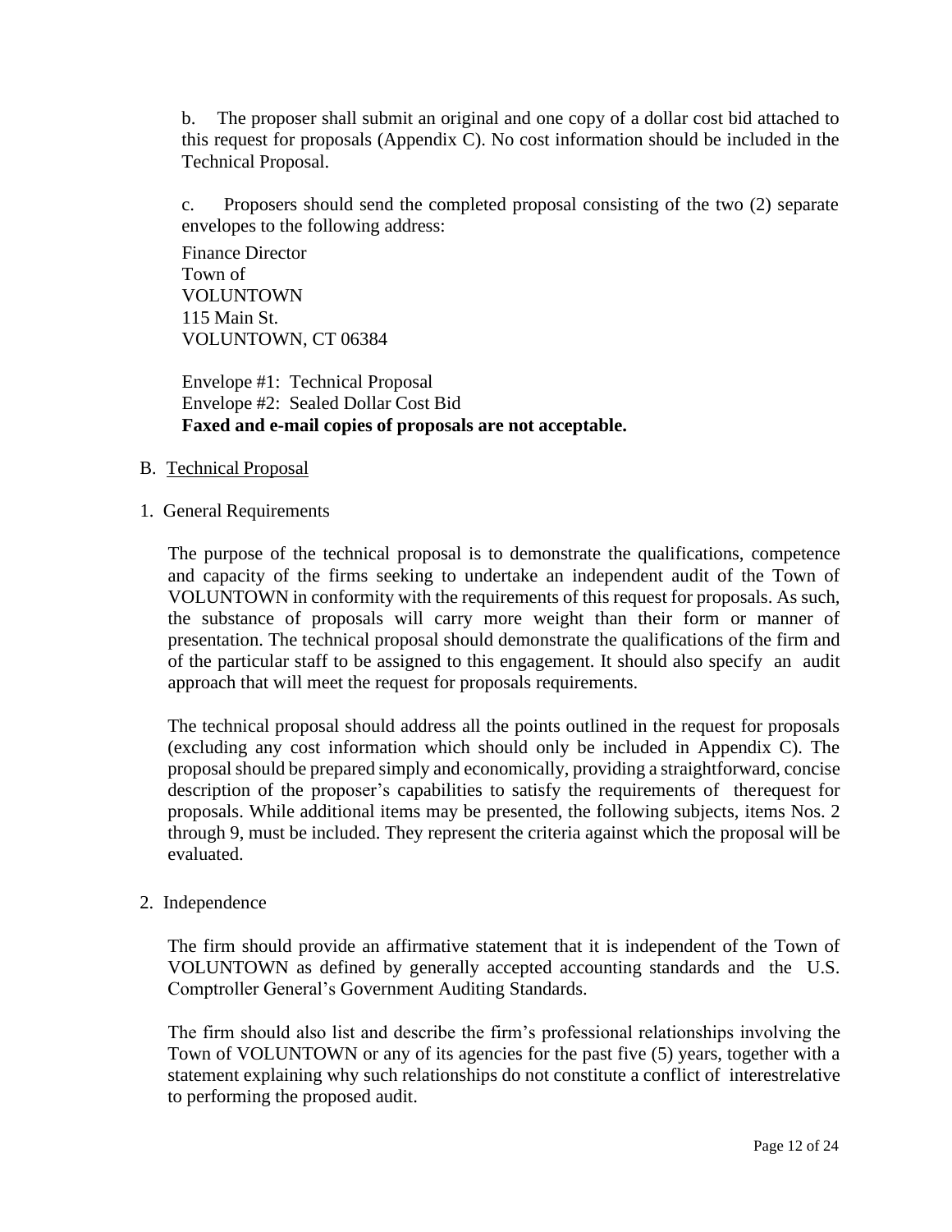b. The proposer shall submit an original and one copy of a dollar cost bid attached to this request for proposals (Appendix C). No cost information should be included in the Technical Proposal.

c. Proposers should send the completed proposal consisting of the two (2) separate envelopes to the following address:

Finance Director  
Town of  
VOLUNTOWN  
115 Main St.  
VOLUNTOWN, CT 06384

Envelope #1: Technical Proposal  
Envelope #2: Sealed Dollar Cost Bid  
**Faxed and e-mail copies of proposals are not acceptable.**

B. <u>Technical Proposal</u>

1. General Requirements

The purpose of the technical proposal is to demonstrate the qualifications, competence and capacity of the firms seeking to undertake an independent audit of the Town of VOLUNTOWN in conformity with the requirements of this request for proposals. As such, the substance of proposals will carry more weight than their form or manner of presentation. The technical proposal should demonstrate the qualifications of the firm and of the particular staff to be assigned to this engagement. It should also specify an audit approach that will meet the request for proposals requirements.

The technical proposal should address all the points outlined in the request for proposals (excluding any cost information which should only be included in Appendix C). The proposal should be prepared simply and economically, providing a straightforward, concise description of the proposer's capabilities to satisfy the requirements of therequest for proposals. While additional items may be presented, the following subjects, items Nos. 2 through 9, must be included. They represent the criteria against which the proposal will be evaluated.

2. Independence

The firm should provide an affirmative statement that it is independent of the Town of VOLUNTOWN as defined by generally accepted accounting standards and the U.S. Comptroller General's Government Auditing Standards.

The firm should also list and describe the firm's professional relationships involving the Town of VOLUNTOWN or any of its agencies for the past five (5) years, together with a statement explaining why such relationships do not constitute a conflict of interestrelative to performing the proposed audit.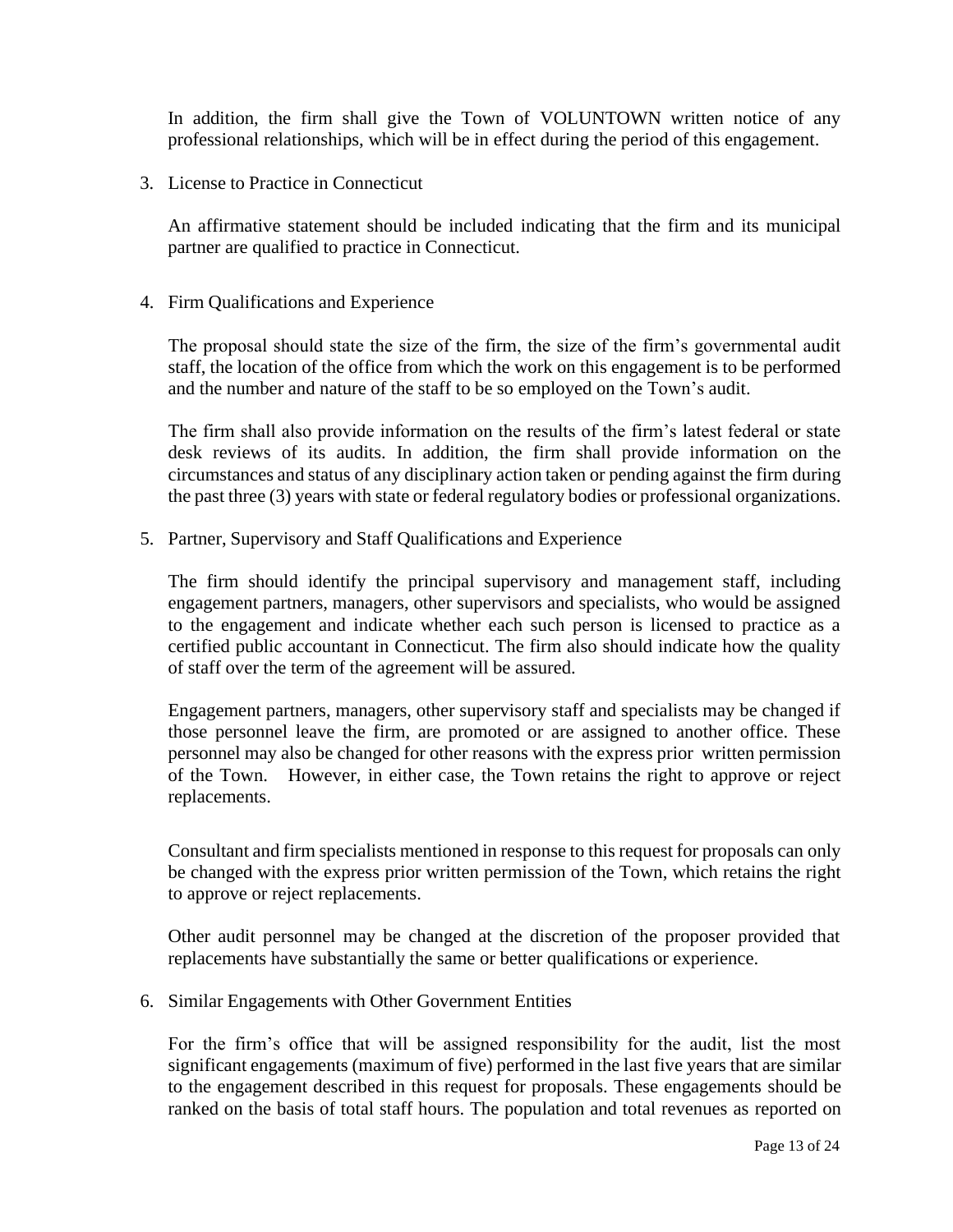In addition, the firm shall give the Town of VOLUNTOWN written notice of any professional relationships, which will be in effect during the period of this engagement.

3. License to Practice in Connecticut

   An affirmative statement should be included indicating that the firm and its municipal partner are qualified to practice in Connecticut.

4. Firm Qualifications and Experience

   The proposal should state the size of the firm, the size of the firm's governmental audit staff, the location of the office from which the work on this engagement is to be performed and the number and nature of the staff to be so employed on the Town's audit.

   The firm shall also provide information on the results of the firm's latest federal or state desk reviews of its audits. In addition, the firm shall provide information on the circumstances and status of any disciplinary action taken or pending against the firm during the past three (3) years with state or federal regulatory bodies or professional organizations.

5. Partner, Supervisory and Staff Qualifications and Experience

   The firm should identify the principal supervisory and management staff, including engagement partners, managers, other supervisors and specialists, who would be assigned to the engagement and indicate whether each such person is licensed to practice as a certified public accountant in Connecticut. The firm also should indicate how the quality of staff over the term of the agreement will be assured.

   Engagement partners, managers, other supervisory staff and specialists may be changed if those personnel leave the firm, are promoted or are assigned to another office. These personnel may also be changed for other reasons with the express prior written permission of the Town. However, in either case, the Town retains the right to approve or reject replacements.

   Consultant and firm specialists mentioned in response to this request for proposals can only be changed with the express prior written permission of the Town, which retains the right to approve or reject replacements.

   Other audit personnel may be changed at the discretion of the proposer provided that replacements have substantially the same or better qualifications or experience.

6. Similar Engagements with Other Government Entities

   For the firm's office that will be assigned responsibility for the audit, list the most significant engagements (maximum of five) performed in the last five years that are similar to the engagement described in this request for proposals. These engagements should be ranked on the basis of total staff hours. The population and total revenues as reported on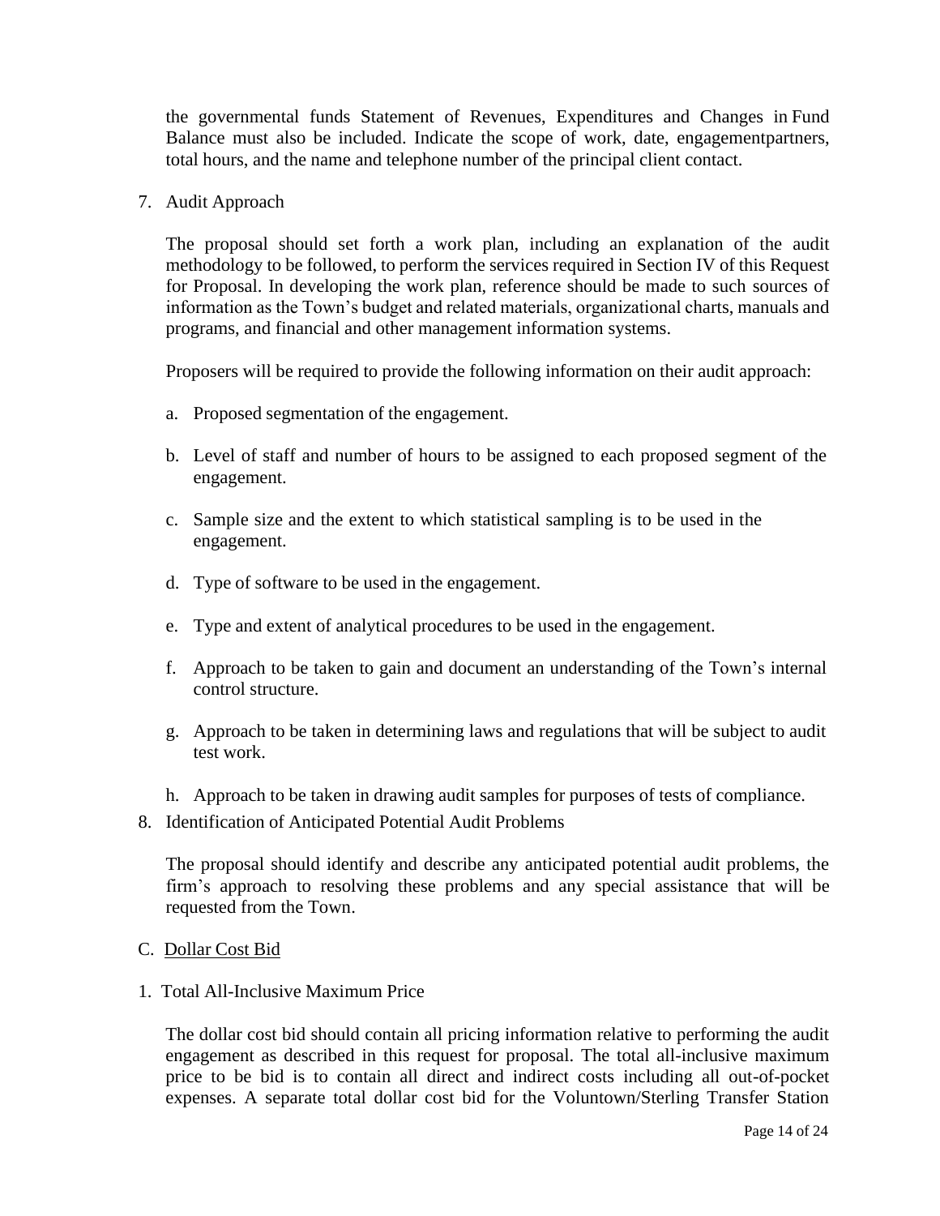the governmental funds Statement of Revenues, Expenditures and Changes in Fund Balance must also be included. Indicate the scope of work, date, engagementpartners, total hours, and the name and telephone number of the principal client contact.

7. Audit Approach

   The proposal should set forth a work plan, including an explanation of the audit methodology to be followed, to perform the services required in Section IV of this Request for Proposal. In developing the work plan, reference should be made to such sources of information as the Town's budget and related materials, organizational charts, manuals and programs, and financial and other management information systems.

   Proposers will be required to provide the following information on their audit approach:

   a. Proposed segmentation of the engagement.

   b. Level of staff and number of hours to be assigned to each proposed segment of the engagement.

   c. Sample size and the extent to which statistical sampling is to be used in the engagement.

   d. Type of software to be used in the engagement.

   e. Type and extent of analytical procedures to be used in the engagement.

   f. Approach to be taken to gain and document an understanding of the Town's internal control structure.

   g. Approach to be taken in determining laws and regulations that will be subject to audit test work.

   h. Approach to be taken in drawing audit samples for purposes of tests of compliance.

8. Identification of Anticipated Potential Audit Problems

   The proposal should identify and describe any anticipated potential audit problems, the firm's approach to resolving these problems and any special assistance that will be requested from the Town.

C. <u>Dollar Cost Bid</u>

1. Total All-Inclusive Maximum Price

   The dollar cost bid should contain all pricing information relative to performing the audit engagement as described in this request for proposal. The total all-inclusive maximum price to be bid is to contain all direct and indirect costs including all out-of-pocket expenses. A separate total dollar cost bid for the Voluntown/Sterling Transfer Station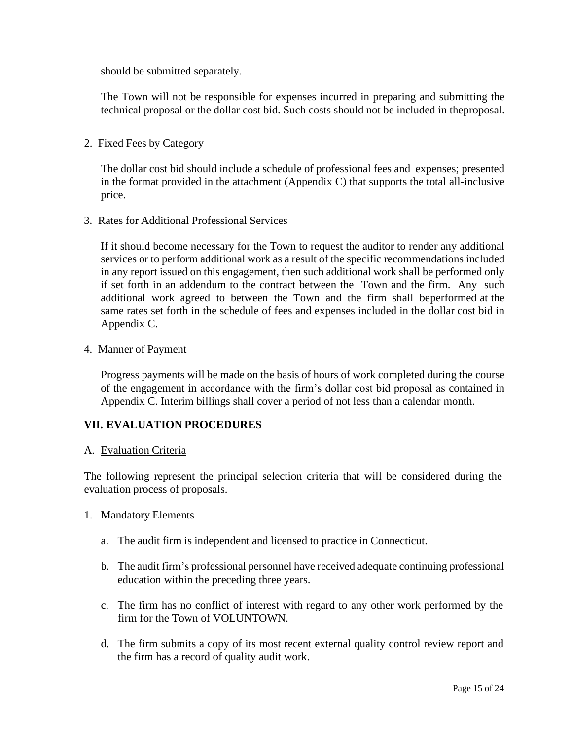should be submitted separately.

The Town will not be responsible for expenses incurred in preparing and submitting the technical proposal or the dollar cost bid. Such costs should not be included in theproposal.

2. Fixed Fees by Category

The dollar cost bid should include a schedule of professional fees and expenses; presented in the format provided in the attachment (Appendix C) that supports the total all-inclusive price.

3. Rates for Additional Professional Services

If it should become necessary for the Town to request the auditor to render any additional services or to perform additional work as a result of the specific recommendations included in any report issued on this engagement, then such additional work shall be performed only if set forth in an addendum to the contract between the Town and the firm. Any such additional work agreed to between the Town and the firm shall beperformed at the same rates set forth in the schedule of fees and expenses included in the dollar cost bid in Appendix C.

4. Manner of Payment

Progress payments will be made on the basis of hours of work completed during the course of the engagement in accordance with the firm's dollar cost bid proposal as contained in Appendix C. Interim billings shall cover a period of not less than a calendar month.

## VII. EVALUATION PROCEDURES

A. Evaluation Criteria

The following represent the principal selection criteria that will be considered during the evaluation process of proposals.

1. Mandatory Elements

   a. The audit firm is independent and licensed to practice in Connecticut.

   b. The audit firm's professional personnel have received adequate continuing professional education within the preceding three years.

   c. The firm has no conflict of interest with regard to any other work performed by the firm for the Town of VOLUNTOWN.

   d. The firm submits a copy of its most recent external quality control review report and the firm has a record of quality audit work.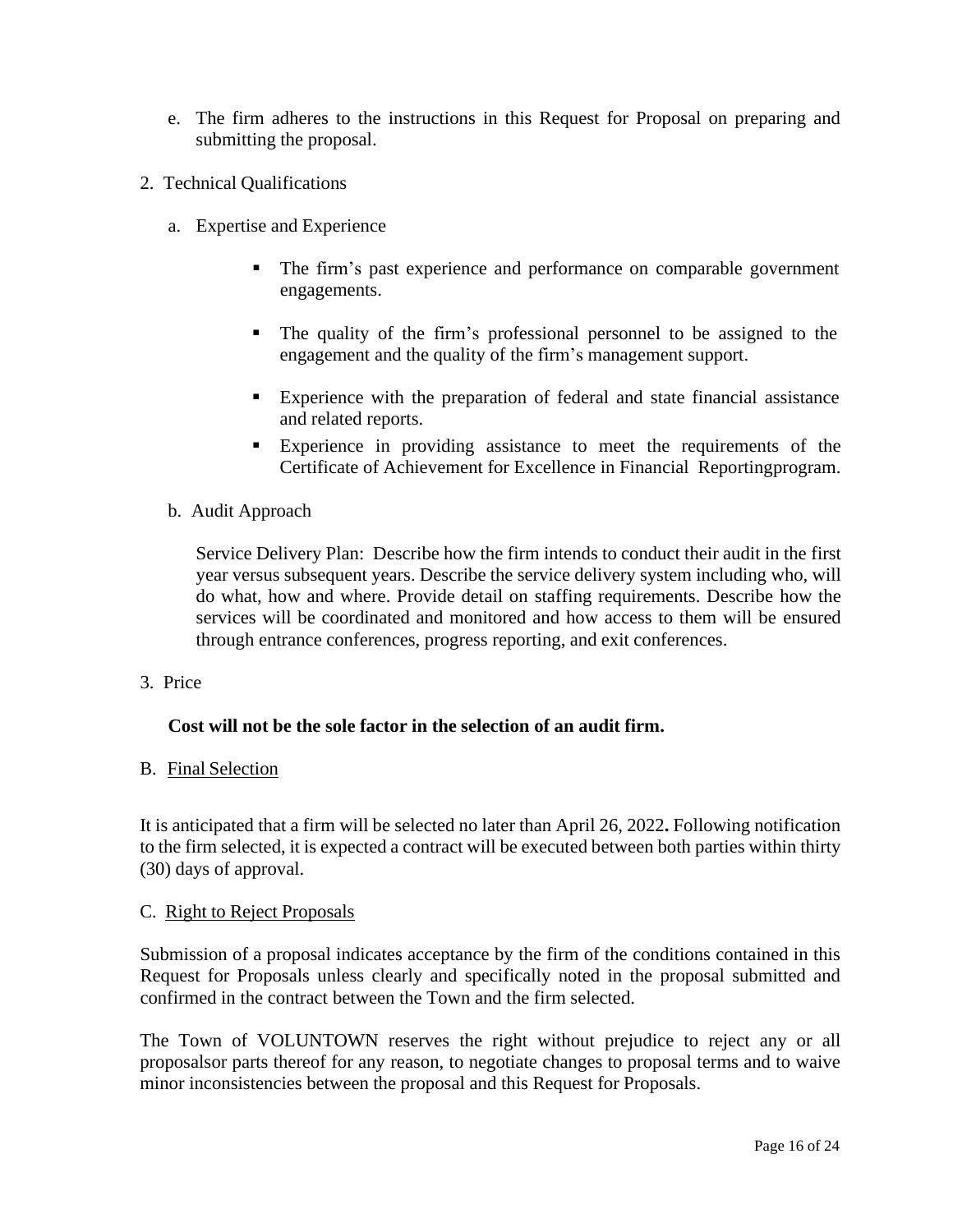e. The firm adheres to the instructions in this Request for Proposal on preparing and submitting the proposal.

2. Technical Qualifications

   a. Expertise and Experience

      - The firm's past experience and performance on comparable government engagements.
      - The quality of the firm's professional personnel to be assigned to the engagement and the quality of the firm's management support.
      - Experience with the preparation of federal and state financial assistance and related reports.
      - Experience in providing assistance to meet the requirements of the Certificate of Achievement for Excellence in Financial Reportingprogram.

   b. Audit Approach

      Service Delivery Plan: Describe how the firm intends to conduct their audit in the first year versus subsequent years. Describe the service delivery system including who, will do what, how and where. Provide detail on staffing requirements. Describe how the services will be coordinated and monitored and how access to them will be ensured through entrance conferences, progress reporting, and exit conferences.

3. Price

   **Cost will not be the sole factor in the selection of an audit firm.**

B. Final Selection

It is anticipated that a firm will be selected no later than April 26, 2022**.** Following notification to the firm selected, it is expected a contract will be executed between both parties within thirty (30) days of approval.

C. Right to Reject Proposals

Submission of a proposal indicates acceptance by the firm of the conditions contained in this Request for Proposals unless clearly and specifically noted in the proposal submitted and confirmed in the contract between the Town and the firm selected.

The Town of VOLUNTOWN reserves the right without prejudice to reject any or all proposalsor parts thereof for any reason, to negotiate changes to proposal terms and to waive minor inconsistencies between the proposal and this Request for Proposals.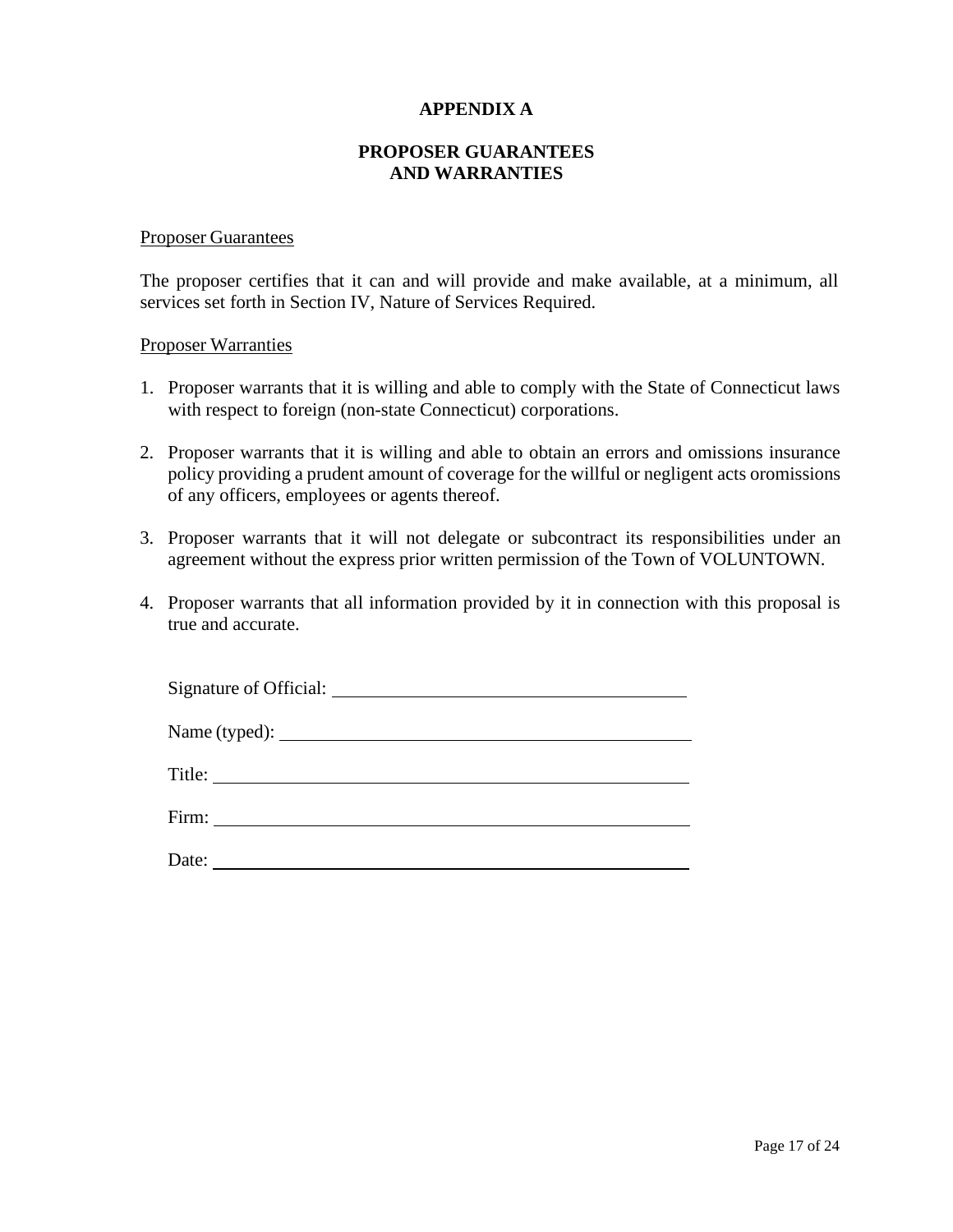# APPENDIX A

## PROPOSER GUARANTEES AND WARRANTIES

Proposer Guarantees

The proposer certifies that it can and will provide and make available, at a minimum, all services set forth in Section IV, Nature of Services Required.

Proposer Warranties

1. Proposer warrants that it is willing and able to comply with the State of Connecticut laws with respect to foreign (non-state Connecticut) corporations.

2. Proposer warrants that it is willing and able to obtain an errors and omissions insurance policy providing a prudent amount of coverage for the willful or negligent acts oromissions of any officers, employees or agents thereof.

3. Proposer warrants that it will not delegate or subcontract its responsibilities under an agreement without the express prior written permission of the Town of VOLUNTOWN.

4. Proposer warrants that all information provided by it in connection with this proposal is true and accurate.

Signature of Official: ______________________________

Name (typed): ______________________________

Title: ______________________________

Firm: ______________________________

Date: ______________________________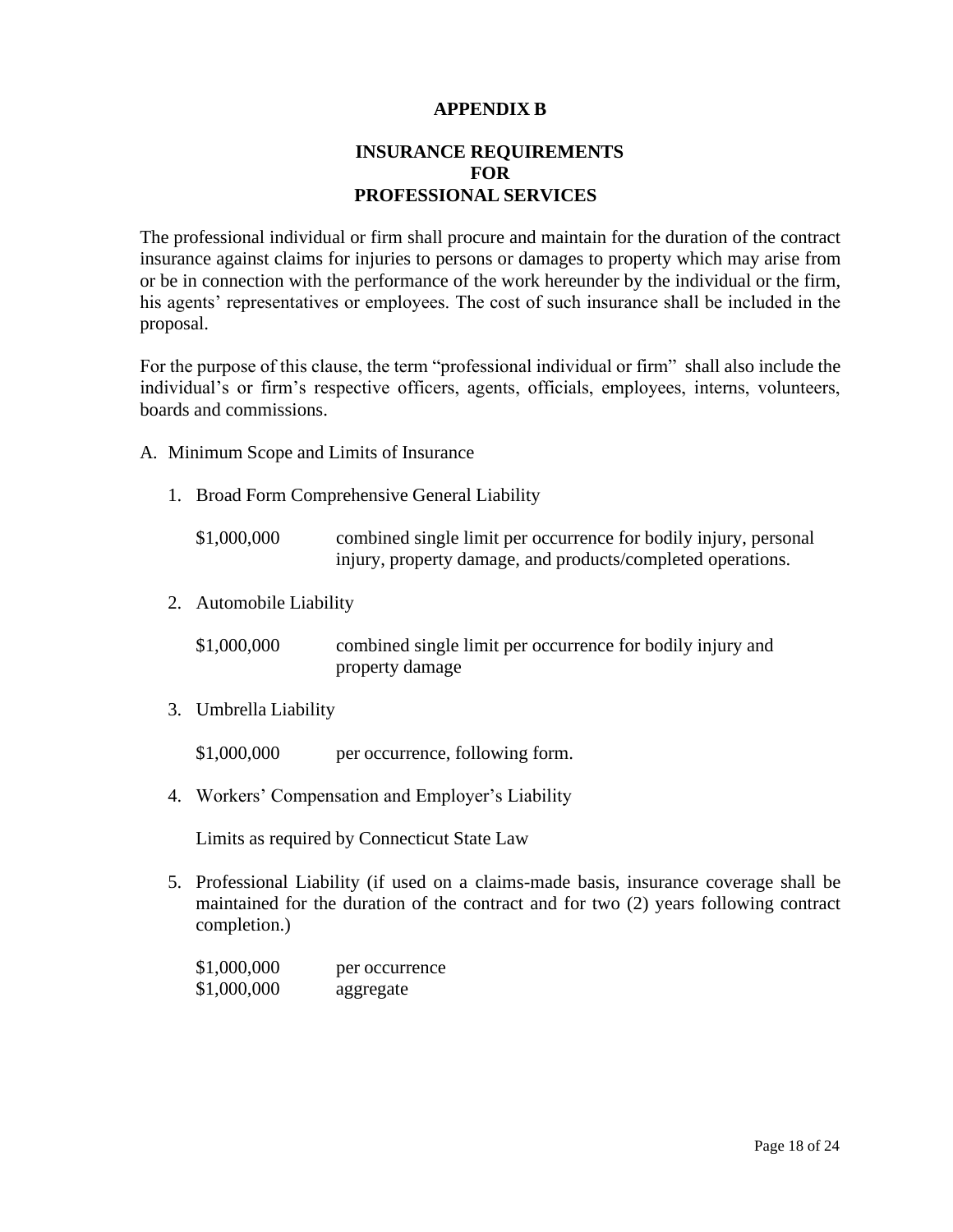# APPENDIX B

## INSURANCE REQUIREMENTS FOR PROFESSIONAL SERVICES

The professional individual or firm shall procure and maintain for the duration of the contract insurance against claims for injuries to persons or damages to property which may arise from or be in connection with the performance of the work hereunder by the individual or the firm, his agents' representatives or employees. The cost of such insurance shall be included in the proposal.

For the purpose of this clause, the term "professional individual or firm" shall also include the individual's or firm's respective officers, agents, officials, employees, interns, volunteers, boards and commissions.

A. Minimum Scope and Limits of Insurance

1. Broad Form Comprehensive General Liability

   $1,000,000 combined single limit per occurrence for bodily injury, personal injury, property damage, and products/completed operations.

2. Automobile Liability

   $1,000,000 combined single limit per occurrence for bodily injury and property damage

3. Umbrella Liability

   $1,000,000 per occurrence, following form.

4. Workers' Compensation and Employer's Liability

   Limits as required by Connecticut State Law

5. Professional Liability (if used on a claims-made basis, insurance coverage shall be maintained for the duration of the contract and for two (2) years following contract completion.)

   $1,000,000 per occurrence
   $1,000,000 aggregate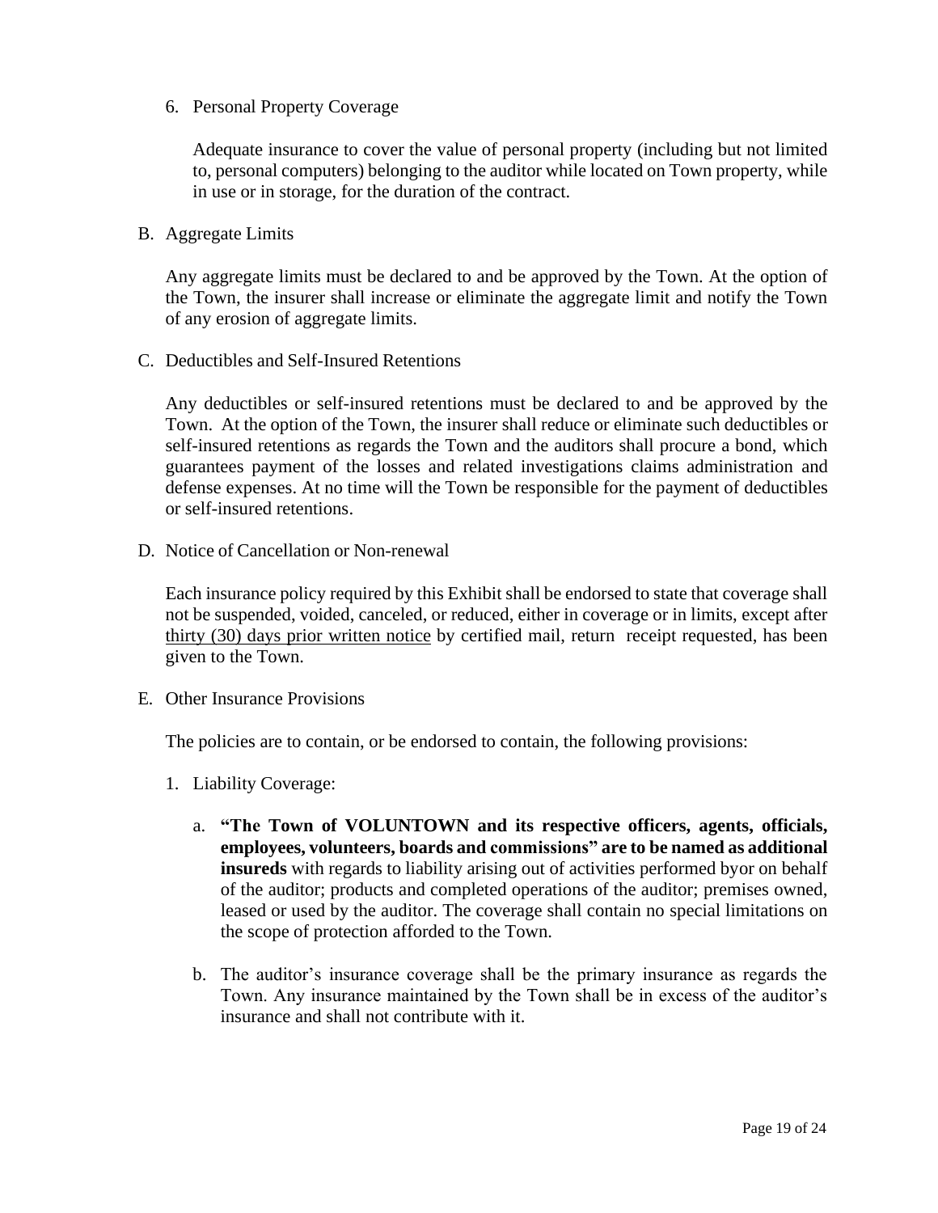6. Personal Property Coverage

   Adequate insurance to cover the value of personal property (including but not limited to, personal computers) belonging to the auditor while located on Town property, while in use or in storage, for the duration of the contract.

B. Aggregate Limits

   Any aggregate limits must be declared to and be approved by the Town. At the option of the Town, the insurer shall increase or eliminate the aggregate limit and notify the Town of any erosion of aggregate limits.

C. Deductibles and Self-Insured Retentions

   Any deductibles or self-insured retentions must be declared to and be approved by the Town. At the option of the Town, the insurer shall reduce or eliminate such deductibles or self-insured retentions as regards the Town and the auditors shall procure a bond, which guarantees payment of the losses and related investigations claims administration and defense expenses. At no time will the Town be responsible for the payment of deductibles or self-insured retentions.

D. Notice of Cancellation or Non-renewal

   Each insurance policy required by this Exhibit shall be endorsed to state that coverage shall not be suspended, voided, canceled, or reduced, either in coverage or in limits, except after thirty (30) days prior written notice by certified mail, return receipt requested, has been given to the Town.

E. Other Insurance Provisions

   The policies are to contain, or be endorsed to contain, the following provisions:

   1. Liability Coverage:

      a. **"The Town of VOLUNTOWN and its respective officers, agents, officials, employees, volunteers, boards and commissions" are to be named as additional insureds** with regards to liability arising out of activities performed byor on behalf of the auditor; products and completed operations of the auditor; premises owned, leased or used by the auditor. The coverage shall contain no special limitations on the scope of protection afforded to the Town.

      b. The auditor's insurance coverage shall be the primary insurance as regards the Town. Any insurance maintained by the Town shall be in excess of the auditor's insurance and shall not contribute with it.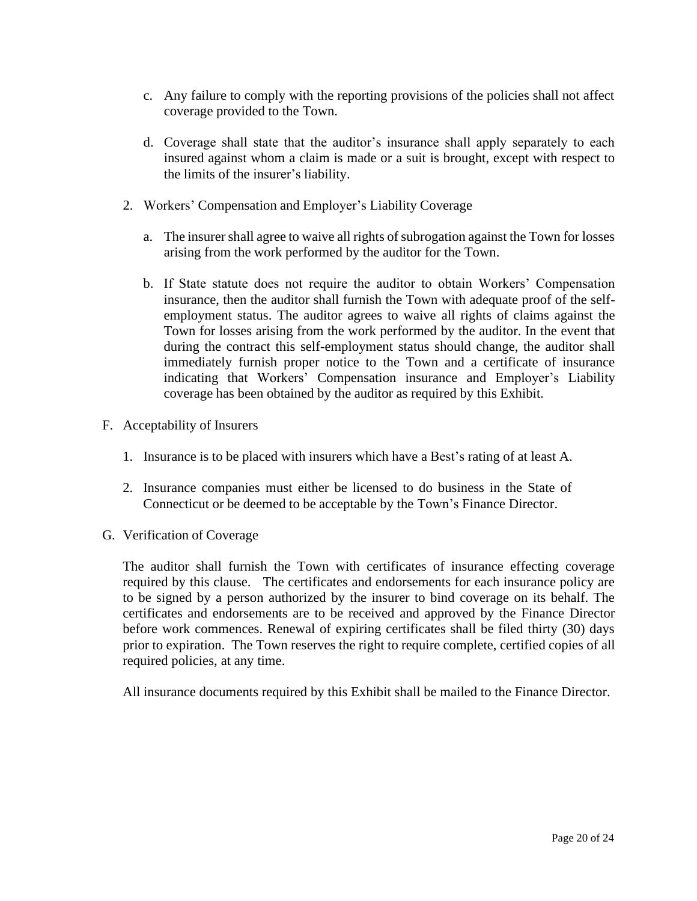c. Any failure to comply with the reporting provisions of the policies shall not affect coverage provided to the Town.

d. Coverage shall state that the auditor's insurance shall apply separately to each insured against whom a claim is made or a suit is brought, except with respect to the limits of the insurer's liability.

2. Workers' Compensation and Employer's Liability Coverage

   a. The insurer shall agree to waive all rights of subrogation against the Town for losses arising from the work performed by the auditor for the Town.

   b. If State statute does not require the auditor to obtain Workers' Compensation insurance, then the auditor shall furnish the Town with adequate proof of the self-employment status. The auditor agrees to waive all rights of claims against the Town for losses arising from the work performed by the auditor. In the event that during the contract this self-employment status should change, the auditor shall immediately furnish proper notice to the Town and a certificate of insurance indicating that Workers' Compensation insurance and Employer's Liability coverage has been obtained by the auditor as required by this Exhibit.

F. Acceptability of Insurers

1. Insurance is to be placed with insurers which have a Best's rating of at least A.

2. Insurance companies must either be licensed to do business in the State of Connecticut or be deemed to be acceptable by the Town's Finance Director.

G. Verification of Coverage

The auditor shall furnish the Town with certificates of insurance effecting coverage required by this clause. The certificates and endorsements for each insurance policy are to be signed by a person authorized by the insurer to bind coverage on its behalf. The certificates and endorsements are to be received and approved by the Finance Director before work commences. Renewal of expiring certificates shall be filed thirty (30) days prior to expiration. The Town reserves the right to require complete, certified copies of all required policies, at any time.

All insurance documents required by this Exhibit shall be mailed to the Finance Director.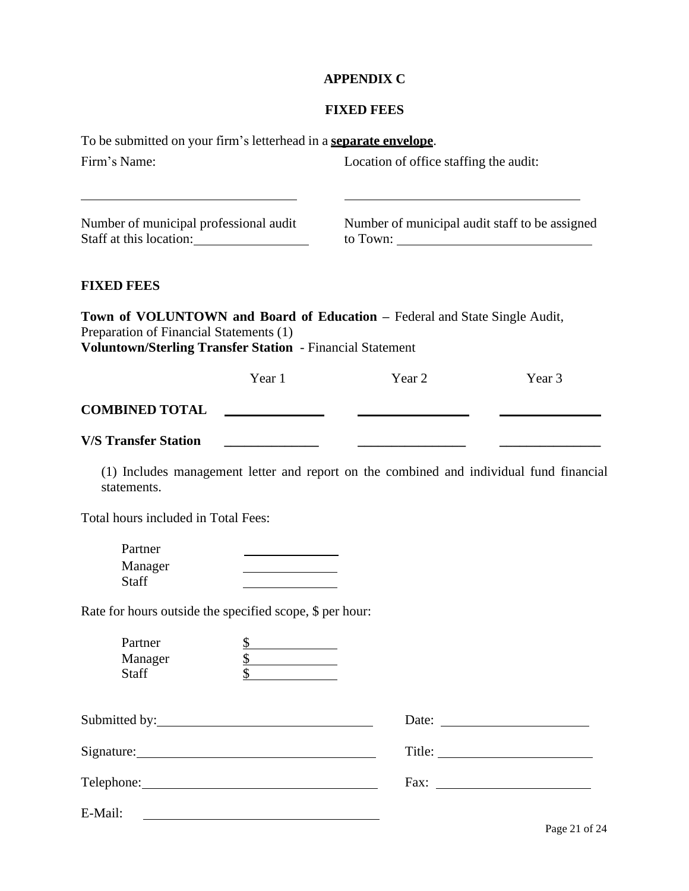# APPENDIX C

## FIXED FEES

To be submitted on your firm's letterhead in a **separate envelope**.

Firm's Name: ______________________________

Location of office staffing the audit: ______________________________

Number of municipal professional audit Staff at this location: ________________

Number of municipal audit staff to be assigned to Town: ______________________________

### FIXED FEES

**Town of VOLUNTOWN and Board of Education –** Federal and State Single Audit, Preparation of Financial Statements (1)
**Voluntown/Sterling Transfer Station** - Financial Statement

| | Year 1 | Year 2 | Year 3 |
|---|---|---|---|
| **COMBINED TOTAL** | ______________ | ______________ | ______________ |
| **V/S Transfer Station** | ______________ | ______________ | ______________ |

(1) Includes management letter and report on the combined and individual fund financial statements.

Total hours included in Total Fees:

| | |
|---|---|
| Partner | ______________ |
| Manager | ______________ |
| Staff | ______________ |

Rate for hours outside the specified scope, $ per hour:

| | |
|---|---|
| Partner | $ ______________ |
| Manager | $ ______________ |
| Staff | $ ______________ |

Submitted by: ______________________________ Date: ______________________

Signature: ______________________________ Title: ______________________

Telephone: ______________________________ Fax: ______________________

E-Mail: ______________________________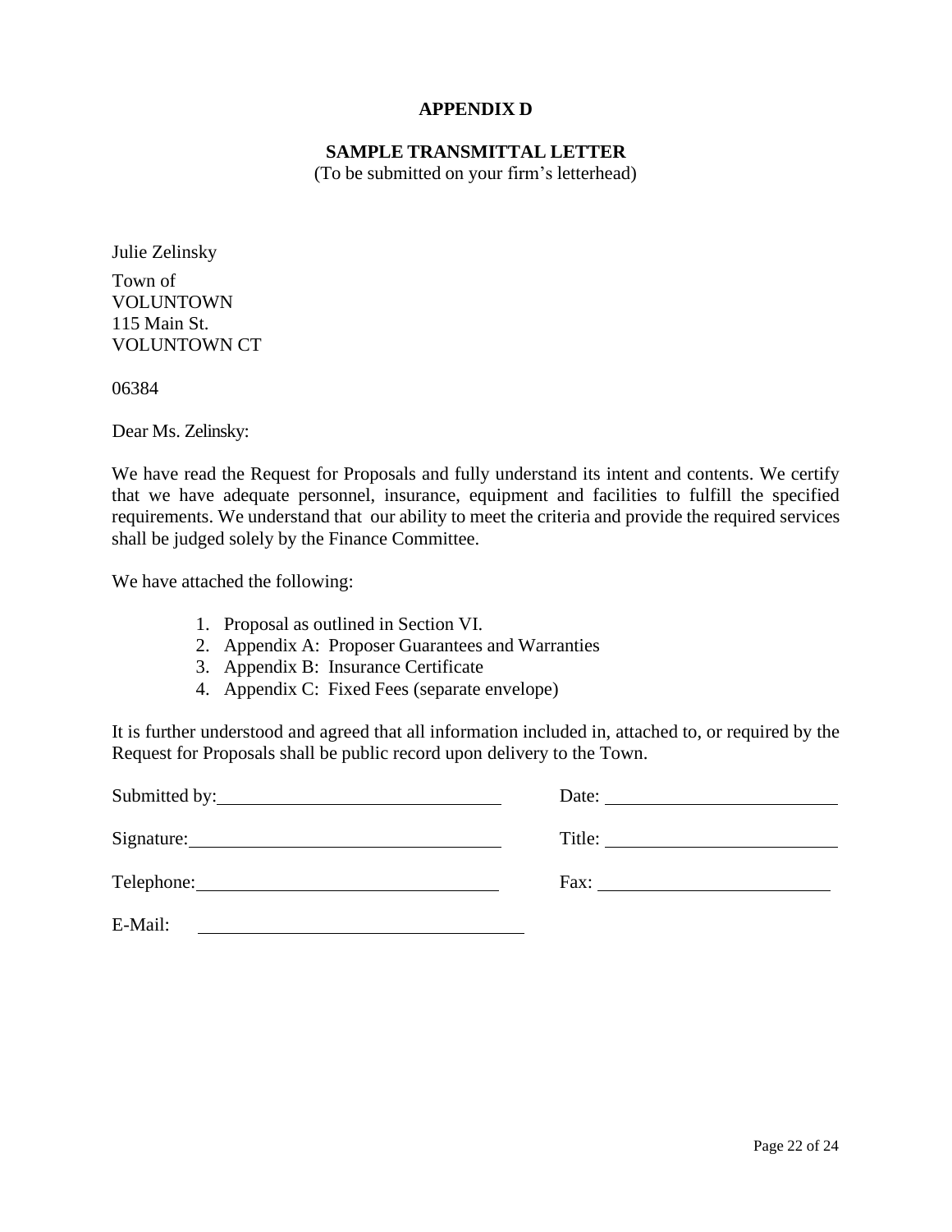**APPENDIX D**

**SAMPLE TRANSMITTAL LETTER**

(To be submitted on your firm's letterhead)

Julie Zelinsky

Town of
VOLUNTOWN
115 Main St.
VOLUNTOWN CT

06384

Dear Ms. Zelinsky:

We have read the Request for Proposals and fully understand its intent and contents. We certify that we have adequate personnel, insurance, equipment and facilities to fulfill the specified requirements. We understand that our ability to meet the criteria and provide the required services shall be judged solely by the Finance Committee.

We have attached the following:

1. Proposal as outlined in Section VI.
2. Appendix A: Proposer Guarantees and Warranties
3. Appendix B: Insurance Certificate
4. Appendix C: Fixed Fees (separate envelope)

It is further understood and agreed that all information included in, attached to, or required by the Request for Proposals shall be public record upon delivery to the Town.

Submitted by: ______________________________ Date: ________________________

Signature: ________________________________ Title: ________________________

Telephone: ________________________________ Fax: _________________________

E-Mail: ___________________________________